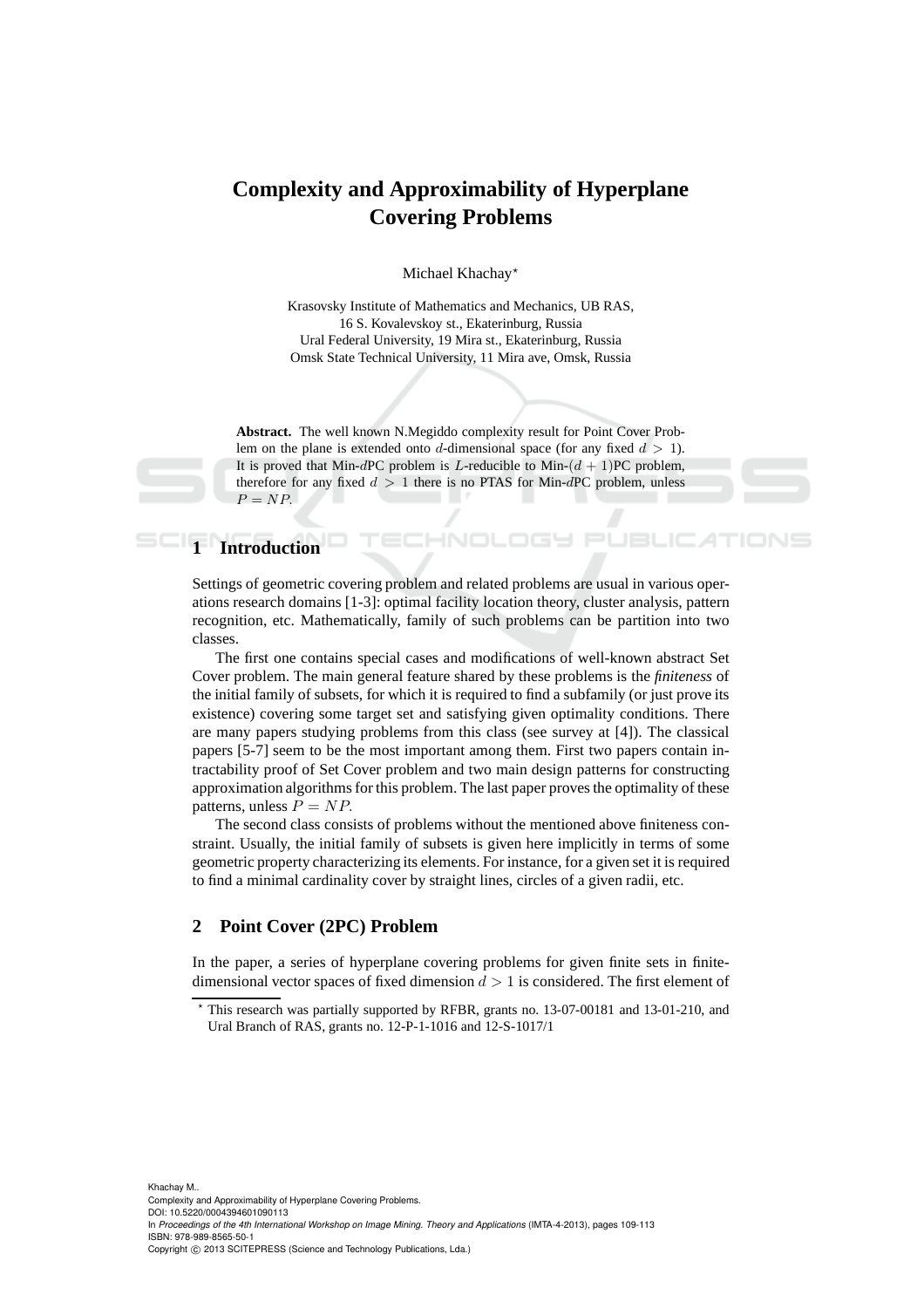# Complexity and Approximability of Hyperplane Covering Problems

Michael Khachay*

Krasovsky Institute of Mathematics and Mechanics, UB RAS,
16 S. Kovalevskoy st., Ekaterinburg, Russia
Ural Federal University, 19 Mira st., Ekaterinburg, Russia
Omsk State Technical University, 11 Mira ave, Omsk, Russia

**Abstract.** The well known N.Megiddo complexity result for Point Cover Problem on the plane is extended onto $d$-dimensional space (for any fixed $d > 1$). It is proved that Min-$d$PC problem is $L$-reducible to Min-$(d+1)$PC problem, therefore for any fixed $d > 1$ there is no PTAS for Min-$d$PC problem, unless $P = NP$.

## 1 Introduction

Settings of geometric covering problem and related problems are usual in various operations research domains [1-3]: optimal facility location theory, cluster analysis, pattern recognition, etc. Mathematically, family of such problems can be partition into two classes.

The first one contains special cases and modifications of well-known abstract Set Cover problem. The main general feature shared by these problems is the *finiteness* of the initial family of subsets, for which it is required to find a subfamily (or just prove its existence) covering some target set and satisfying given optimality conditions. There are many papers studying problems from this class (see survey at [4]). The classical papers [5-7] seem to be the most important among them. First two papers contain intractability proof of Set Cover problem and two main design patterns for constructing approximation algorithms for this problem. The last paper proves the optimality of these patterns, unless $P = NP$.

The second class consists of problems without the mentioned above finiteness constraint. Usually, the initial family of subsets is given here implicitly in terms of some geometric property characterizing its elements. For instance, for a given set it is required to find a minimal cardinality cover by straight lines, circles of a given radii, etc.

## 2 Point Cover (2PC) Problem

In the paper, a series of hyperplane covering problems for given finite sets in finite-dimensional vector spaces of fixed dimension $d > 1$ is considered. The first element of

* This research was partially supported by RFBR, grants no. 13-07-00181 and 13-01-210, and Ural Branch of RAS, grants no. 12-P-1-1016 and 12-S-1017/1

Khachay M..
Complexity and Approximability of Hyperplane Covering Problems.
DOI: 10.5220/0004394601090113
In *Proceedings of the 4th International Workshop on Image Mining. Theory and Applications* (IMTA-4-2013), pages 109-113
ISBN: 978-989-8565-50-1
Copyright © 2013 SCITEPRESS (Science and Technology Publications, Lda.)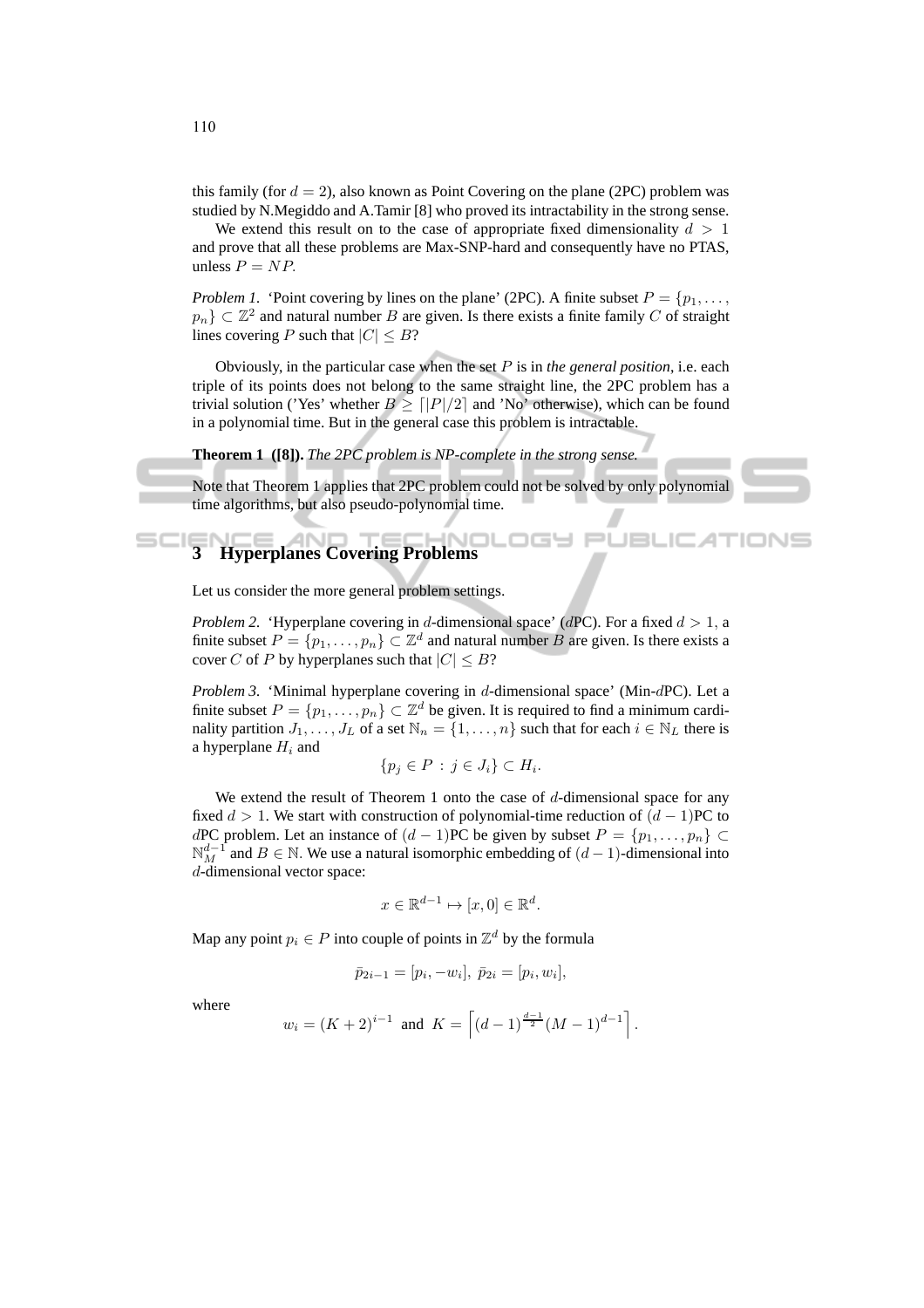this family (for $d = 2$), also known as Point Covering on the plane (2PC) problem was studied by N.Megiddo and A.Tamir [8] who proved its intractability in the strong sense.

We extend this result on to the case of appropriate fixed dimensionality $d > 1$ and prove that all these problems are Max-SNP-hard and consequently have no PTAS, unless $P = NP$.

*Problem 1.* 'Point covering by lines on the plane' (2PC). A finite subset $P = \{p_1, \ldots, p_n\} \subset \mathbb{Z}^2$ and natural number $B$ are given. Is there exists a finite family $C$ of straight lines covering $P$ such that $|C| \leq B$?

Obviously, in the particular case when the set $P$ is in *the general position*, i.e. each triple of its points does not belong to the same straight line, the 2PC problem has a trivial solution ('Yes' whether $B \geq \lceil |P|/2 \rceil$ and 'No' otherwise), which can be found in a polynomial time. But in the general case this problem is intractable.

**Theorem 1 ([8]).** *The 2PC problem is NP-complete in the strong sense.*

Note that Theorem 1 applies that 2PC problem could not be solved by only polynomial time algorithms, but also pseudo-polynomial time.

## 3 Hyperplanes Covering Problems

Let us consider the more general problem settings.

*Problem 2.* 'Hyperplane covering in $d$-dimensional space' ($d$PC). For a fixed $d > 1$, a finite subset $P = \{p_1, \ldots, p_n\} \subset \mathbb{Z}^d$ and natural number $B$ are given. Is there exists a cover $C$ of $P$ by hyperplanes such that $|C| \leq B$?

*Problem 3.* 'Minimal hyperplane covering in $d$-dimensional space' (Min-$d$PC). Let a finite subset $P = \{p_1, \ldots, p_n\} \subset \mathbb{Z}^d$ be given. It is required to find a minimum cardinality partition $J_1, \ldots, J_L$ of a set $\mathbb{N}_n = \{1, \ldots, n\}$ such that for each $i \in \mathbb{N}_L$ there is a hyperplane $H_i$ and

$$\{p_j \in P \,:\, j \in J_i\} \subset H_i.$$

We extend the result of Theorem 1 onto the case of $d$-dimensional space for any fixed $d > 1$. We start with construction of polynomial-time reduction of $(d-1)$PC to $d$PC problem. Let an instance of $(d-1)$PC be given by subset $P = \{p_1, \ldots, p_n\} \subset \mathbb{N}_M^{d-1}$ and $B \in \mathbb{N}$. We use a natural isomorphic embedding of $(d-1)$-dimensional into $d$-dimensional vector space:

$$x \in \mathbb{R}^{d-1} \mapsto [x, 0] \in \mathbb{R}^d.$$

Map any point $p_i \in P$ into couple of points in $\mathbb{Z}^d$ by the formula

$$\bar{p}_{2i-1} = [p_i, -w_i],\; \bar{p}_{2i} = [p_i, w_i],$$

where

$$w_i = (K+2)^{i-1} \text{ and } K = \left\lceil (d-1)^{\frac{d-1}{2}} (M-1)^{d-1} \right\rceil.$$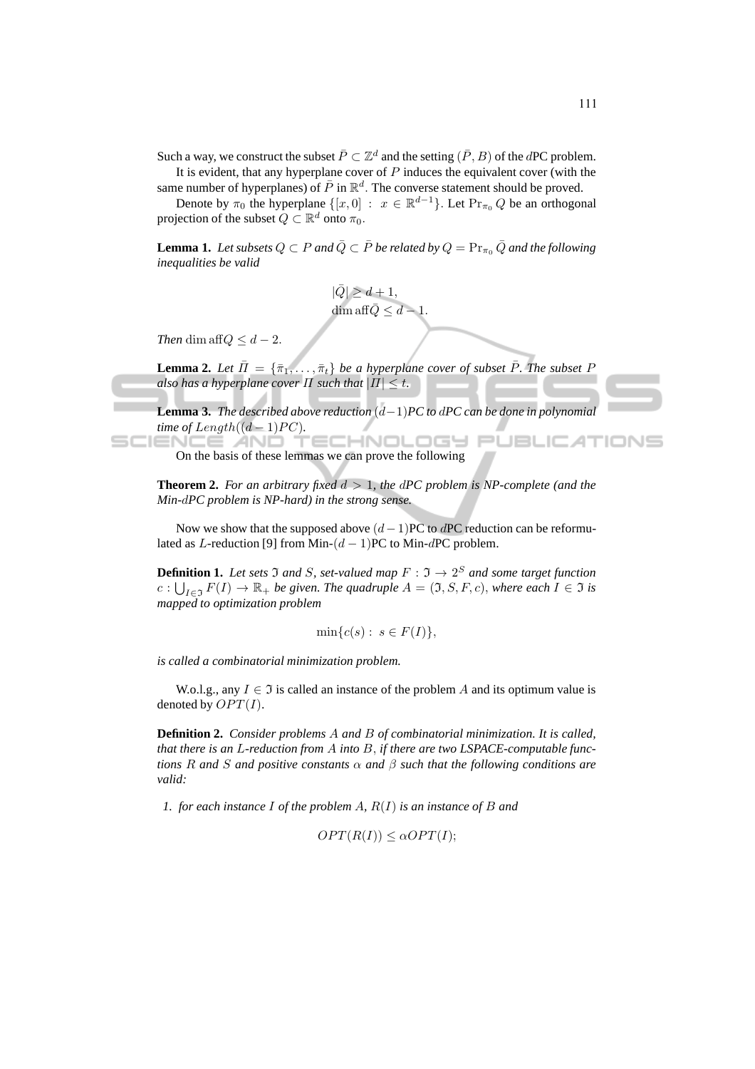Such a way, we construct the subset $\bar{P} \subset \mathbb{Z}^d$ and the setting $(\bar{P}, B)$ of the $d$PC problem.

It is evident, that any hyperplane cover of $P$ induces the equivalent cover (with the same number of hyperplanes) of $\bar{P}$ in $\mathbb{R}^d$. The converse statement should be proved.

Denote by $\pi_0$ the hyperplane $\{[x, 0] \; : \; x \in \mathbb{R}^{d-1}\}$. Let $\mathrm{Pr}_{\pi_0} Q$ be an orthogonal projection of the subset $Q \subset \mathbb{R}^d$ onto $\pi_0$.

**Lemma 1.** *Let subsets $Q \subset P$ and $\bar{Q} \subset \bar{P}$ be related by $Q = \mathrm{Pr}_{\pi_0} \bar{Q}$ and the following inequalities be valid*

$$
\begin{aligned}
&|\bar{Q}| \geq d + 1, \\
&\dim \mathrm{aff} \bar{Q} \leq d - 1.
\end{aligned}
$$

*Then* $\dim \mathrm{aff} Q \leq d - 2$.

**Lemma 2.** *Let $\bar{\Pi} = \{\bar{\pi}_1, \ldots, \bar{\pi}_t\}$ be a hyperplane cover of subset $\bar{P}$. The subset $P$ also has a hyperplane cover $\Pi$ such that $|\Pi| \leq t$.*

**Lemma 3.** *The described above reduction $(d-1)$PC to $d$PC can be done in polynomial time of $Length((d-1)PC)$.*

On the basis of these lemmas we can prove the following

**Theorem 2.** *For an arbitrary fixed $d > 1$, the $d$PC problem is NP-complete (and the Min-$d$PC problem is NP-hard) in the strong sense.*

Now we show that the supposed above $(d-1)$PC to $d$PC reduction can be reformulated as $L$-reduction [9] from Min-$(d-1)$PC to Min-$d$PC problem.

**Definition 1.** *Let sets $\mathfrak{I}$ and $S$, set-valued map $F : \mathfrak{I} \to 2^S$ and some target function $c : \bigcup_{I \in \mathfrak{I}} F(I) \to \mathbb{R}_+$ be given. The quadruple $A = (\mathfrak{I}, S, F, c)$, where each $I \in \mathfrak{I}$ is mapped to optimization problem*

$$
\min\{c(s) : \; s \in F(I)\},
$$

*is called a combinatorial minimization problem.*

W.o.l.g., any $I \in \mathfrak{I}$ is called an instance of the problem $A$ and its optimum value is denoted by $OPT(I)$.

**Definition 2.** *Consider problems $A$ and $B$ of combinatorial minimization. It is called, that there is an $L$-reduction from $A$ into $B$, if there are two LSPACE-computable functions $R$ and $S$ and positive constants $\alpha$ and $\beta$ such that the following conditions are valid:*

1. *for each instance $I$ of the problem $A$, $R(I)$ is an instance of $B$ and*

$$
OPT(R(I)) \leq \alpha OPT(I);
$$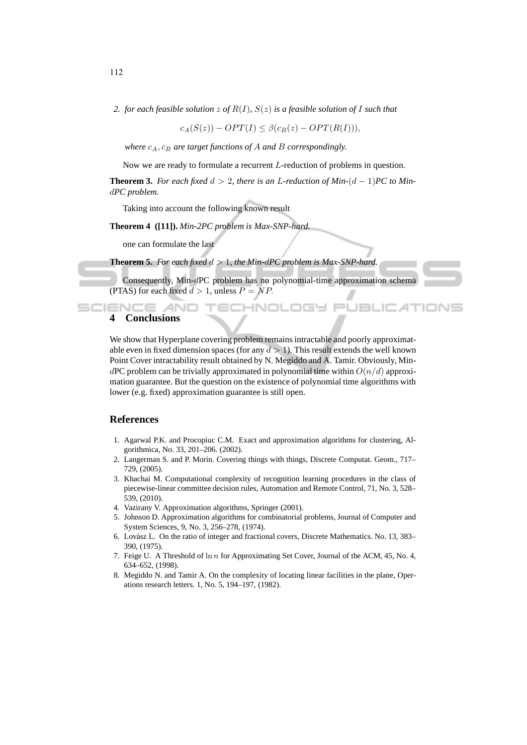2. *for each feasible solution $z$ of $R(I)$, $S(z)$ is a feasible solution of $I$ such that*

$$c_A(S(z)) - OPT(I) \leq \beta(c_B(z) - OPT(R(I))),$$

*where $c_A, c_B$ are target functions of $A$ and $B$ correspondingly.*

Now we are ready to formulate a recurrent $L$-reduction of problems in question.

**Theorem 3.** *For each fixed $d > 2$, there is an $L$-reduction of Min-$(d-1)$PC to Min-$d$PC problem.*

Taking into account the following known result

**Theorem 4 ([11]).** *Min-2PC problem is Max-SNP-hard.*

one can formulate the last

**Theorem 5.** *For each fixed $d > 1$, the Min-$d$PC problem is Max-SNP-hard.*

Consequently, Min-$d$PC problem has no polynomial-time approximation schema (PTAS) for each fixed $d > 1$, unless $P = NP$.

## 4 Conclusions

We show that Hyperplane covering problem remains intractable and poorly approximatable even in fixed dimension spaces (for any $d > 1$). This result extends the well known Point Cover intractability result obtained by N. Megiddo and A. Tamir. Obviously, Min-$d$PC problem can be trivially approximated in polynomial time within $O(n/d)$ approximation guarantee. But the question on the existence of polynomial time algorithms with lower (e.g. fixed) approximation guarantee is still open.

## References

1. Agarwal P.K. and Procopiuc C.M. Exact and approximation algorithms for clustering, Algorithmica, No. 33, 201–206. (2002).
2. Langerman S. and P. Morin. Covering things with things, Discrete Computat. Geom., 717–729, (2005).
3. Khachai M. Computational complexity of recognition learning procedures in the class of piecewise-linear committee decision rules, Automation and Remote Control, 71, No. 3, 528–539, (2010).
4. Vazirany V. Approximation algorithms, Springer (2001).
5. Johnson D. Approximation algorithms for combinatorial problems, Journal of Computer and System Sciences, 9, No. 3, 256–278, (1974).
6. Lovász L. On the ratio of integer and fractional covers, Discrete Mathematics. No. 13, 383–390, (1975).
7. Feige U. A Threshold of $\ln n$ for Approximating Set Cover, Journal of the ACM, 45, No. 4, 634–652, (1998).
8. Megiddo N. and Tamir A. On the complexity of locating linear facilities in the plane, Operations research letters. 1, No. 5, 194–197, (1982).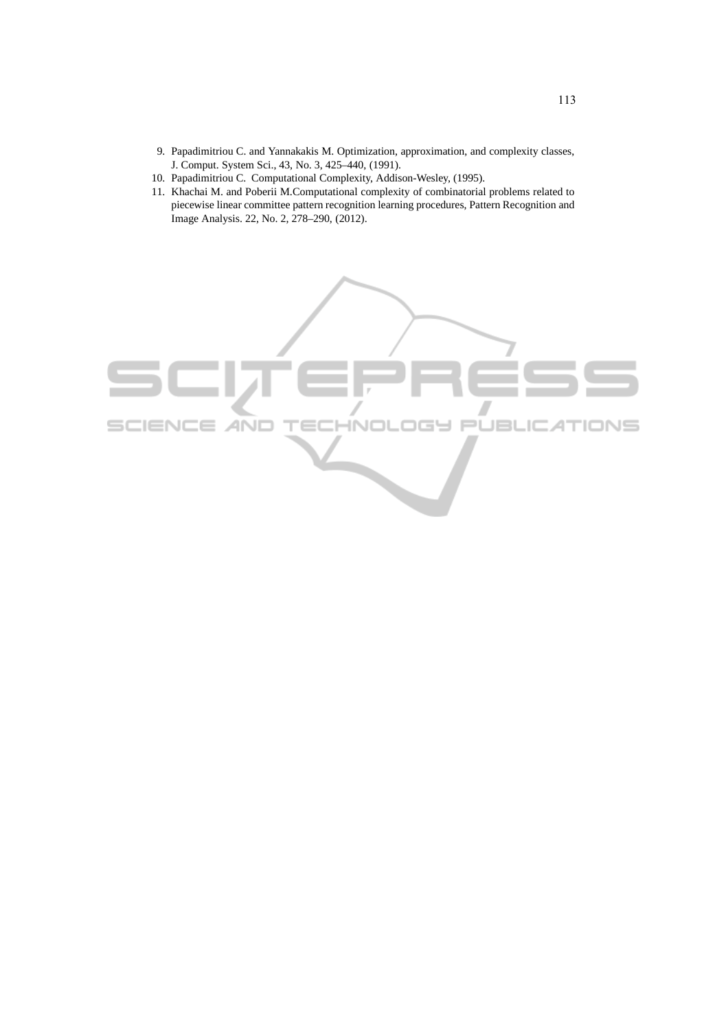9. Papadimitriou C. and Yannakakis M. Optimization, approximation, and complexity classes, J. Comput. System Sci., 43, No. 3, 425–440, (1991).
10. Papadimitriou C. Computational Complexity, Addison-Wesley, (1995).
11. Khachai M. and Poberii M.Computational complexity of combinatorial problems related to piecewise linear committee pattern recognition learning procedures, Pattern Recognition and Image Analysis. 22, No. 2, 278–290, (2012).